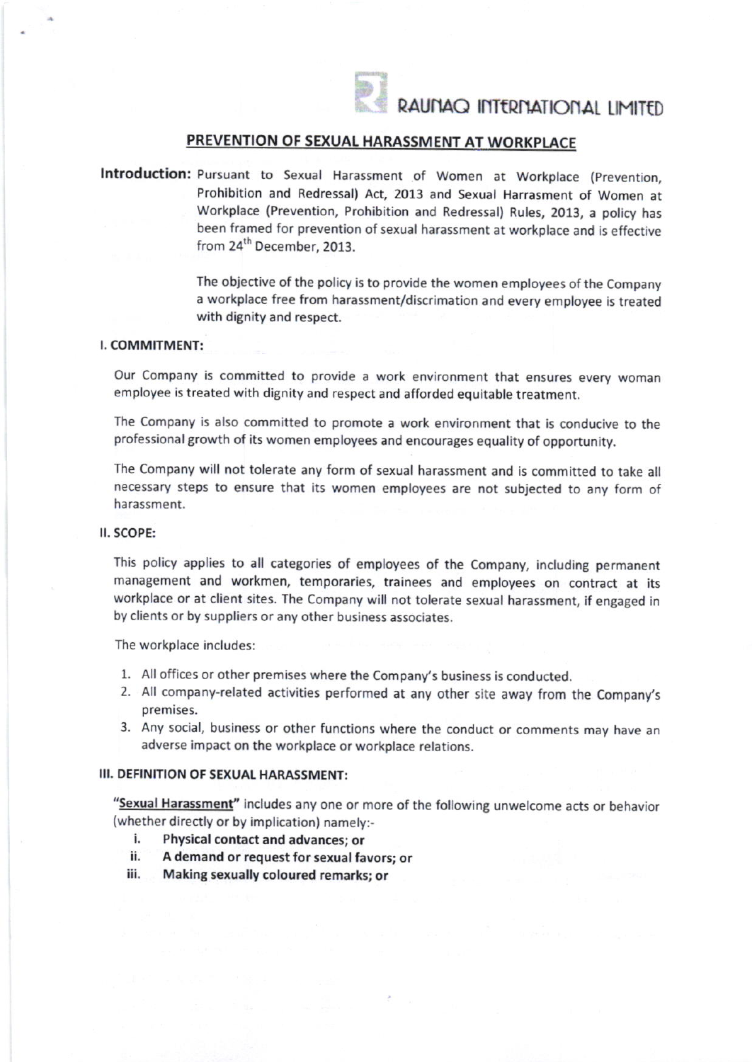RAUNAQ INTERNATIONAL LIMITED

## PREVENTION OF SEXUAL HARASSMENT AT WORKPLACE

**Introduction:** Pursuant to Sexual Harassment of Women at Workplace (Prevention, Prohibition and Redressal) Act, 2013 and Sexual Harrasment of Women at Workplace (Prevention, Prohibition and Redressal) Rules, 2013, a policy has been framed for prevention of sexual harassment at workplace and is effective from 24th December, 2013.

The objective of the policy is to provide the women employees of the Company a workplace free from harassment/discrimation and every employee is treated with dignity and respect.

### I. COMMITMENT:

Our Company is committed to provide a work environment that ensures every woman employee is treated with dignity and respect and afforded equitable treatment.

The Company is also committed to promote a work environment that is conducive to the professional growth of its women employees and encourages equality of opportunity.

The Company will not tolerate any form of sexual harassment and is committed to take all necessary steps to ensure that its women employees are not subjected to any form of harassment.

### II. SCOPE:

This policy applies to all categories of employees of the Company, including permanent management and workmen, temporaries, trainees and employees on contract at its workplace or at client sites. The Company will not tolerate sexual harassment, if engaged in by clients or by suppliers or any other business associates.

The workplace includes:

1. All offices or other premises where the Company's business is conducted.
2. All company-related activities performed at any other site away from the Company's premises.
3. Any social, business or other functions where the conduct or comments may have an adverse impact on the workplace or workplace relations.

### III. DEFINITION OF SEXUAL HARASSMENT:

"**Sexual Harassment**" includes any one or more of the following unwelcome acts or behavior (whether directly or by implication) namely:-

i. **Physical contact and advances; or**
ii. **A demand or request for sexual favors; or**
iii. **Making sexually coloured remarks; or**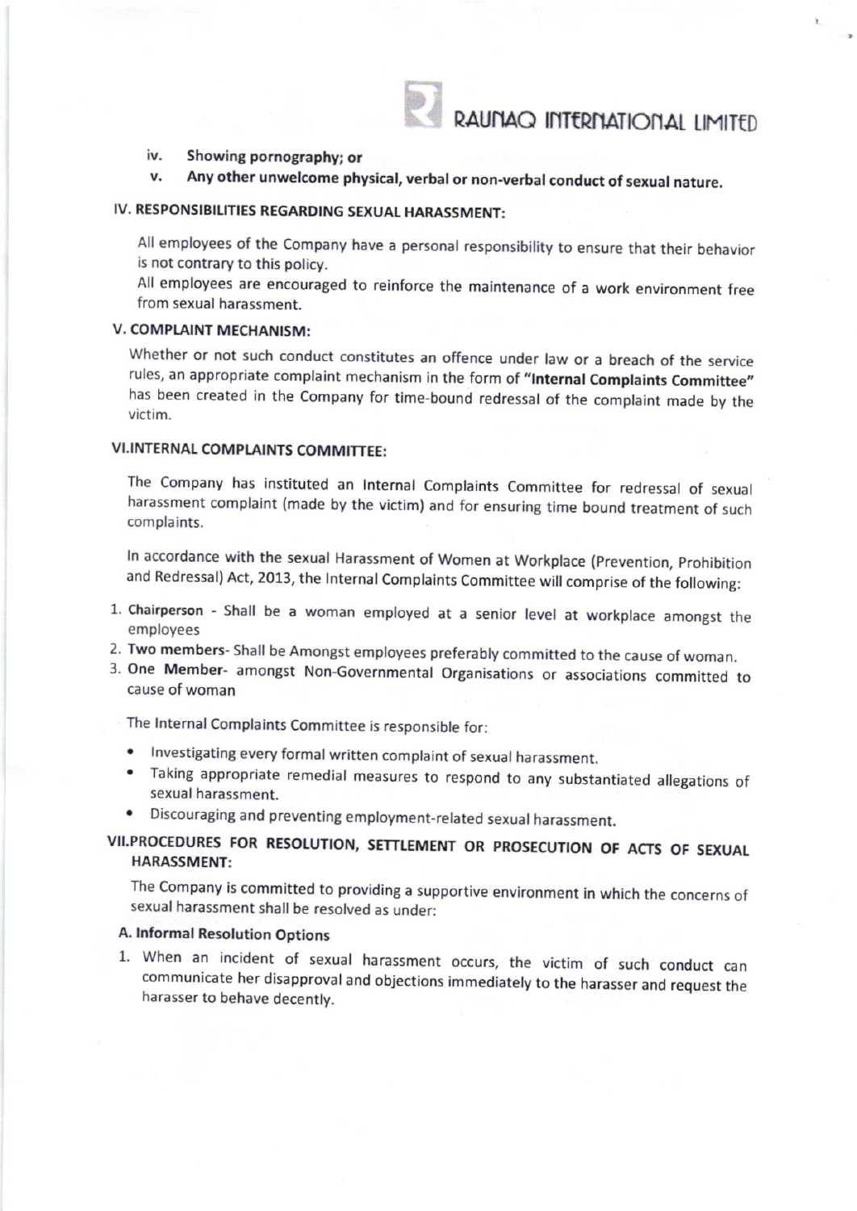iv. **Showing pornography; or**

v. **Any other unwelcome physical, verbal or non-verbal conduct of sexual nature.**

## IV. RESPONSIBILITIES REGARDING SEXUAL HARASSMENT:

All employees of the Company have a personal responsibility to ensure that their behavior is not contrary to this policy.

All employees are encouraged to reinforce the maintenance of a work environment free from sexual harassment.

## V. COMPLAINT MECHANISM:

Whether or not such conduct constitutes an offence under law or a breach of the service rules, an appropriate complaint mechanism in the form of **"Internal Complaints Committee"** has been created in the Company for time-bound redressal of the complaint made by the victim.

## VI.INTERNAL COMPLAINTS COMMITTEE:

The Company has instituted an Internal Complaints Committee for redressal of sexual harassment complaint (made by the victim) and for ensuring time bound treatment of such complaints.

In accordance with the sexual Harassment of Women at Workplace (Prevention, Prohibition and Redressal) Act, 2013, the Internal Complaints Committee will comprise of the following:

1. **Chairperson** - Shall be a woman employed at a senior level at workplace amongst the employees
2. **Two members**- Shall be Amongst employees preferably committed to the cause of woman.
3. **One Member**- amongst Non-Governmental Organisations or associations committed to cause of woman

The Internal Complaints Committee is responsible for:

- Investigating every formal written complaint of sexual harassment.
- Taking appropriate remedial measures to respond to any substantiated allegations of sexual harassment.
- Discouraging and preventing employment-related sexual harassment.

## VII.PROCEDURES FOR RESOLUTION, SETTLEMENT OR PROSECUTION OF ACTS OF SEXUAL HARASSMENT:

The Company is committed to providing a supportive environment in which the concerns of sexual harassment shall be resolved as under:

### A. Informal Resolution Options

1. When an incident of sexual harassment occurs, the victim of such conduct can communicate her disapproval and objections immediately to the harasser and request the harasser to behave decently.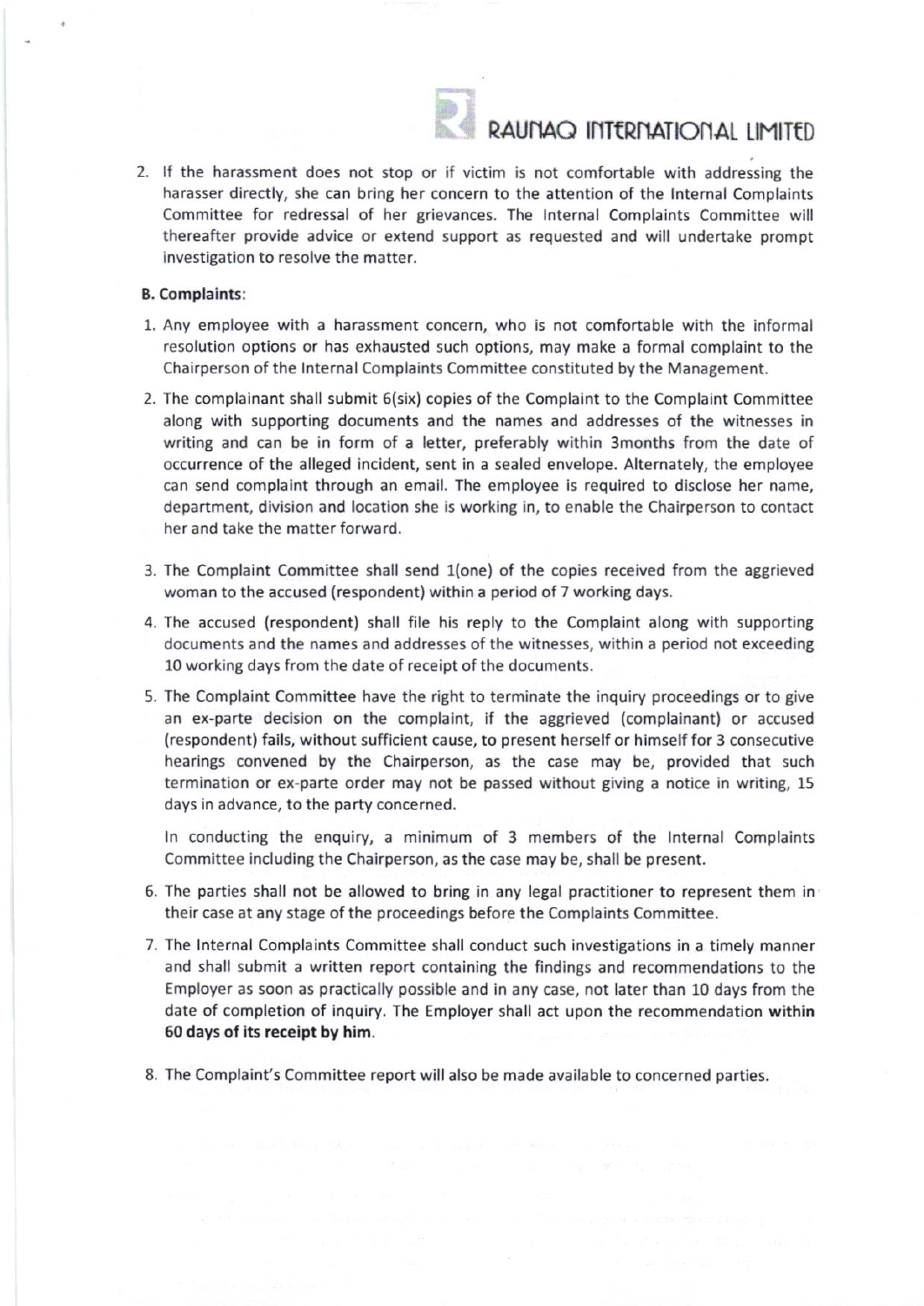2. If the harassment does not stop or if victim is not comfortable with addressing the harasser directly, she can bring her concern to the attention of the Internal Complaints Committee for redressal of her grievances. The Internal Complaints Committee will thereafter provide advice or extend support as requested and will undertake prompt investigation to resolve the matter.

**B. Complaints**:

1. Any employee with a harassment concern, who is not comfortable with the informal resolution options or has exhausted such options, may make a formal complaint to the Chairperson of the Internal Complaints Committee constituted by the Management.
2. The complainant shall submit 6(six) copies of the Complaint to the Complaint Committee along with supporting documents and the names and addresses of the witnesses in writing and can be in form of a letter, preferably within 3months from the date of occurrence of the alleged incident, sent in a sealed envelope. Alternately, the employee can send complaint through an email. The employee is required to disclose her name, department, division and location she is working in, to enable the Chairperson to contact her and take the matter forward.
3. The Complaint Committee shall send 1(one) of the copies received from the aggrieved woman to the accused (respondent) within a period of 7 working days.
4. The accused (respondent) shall file his reply to the Complaint along with supporting documents and the names and addresses of the witnesses, within a period not exceeding 10 working days from the date of receipt of the documents.
5. The Complaint Committee have the right to terminate the inquiry proceedings or to give an ex-parte decision on the complaint, if the aggrieved (complainant) or accused (respondent) fails, without sufficient cause, to present herself or himself for 3 consecutive hearings convened by the Chairperson, as the case may be, provided that such termination or ex-parte order may not be passed without giving a notice in writing, 15 days in advance, to the party concerned.

   In conducting the enquiry, a minimum of 3 members of the Internal Complaints Committee including the Chairperson, as the case may be, shall be present.
6. The parties shall not be allowed to bring in any legal practitioner to represent them in their case at any stage of the proceedings before the Complaints Committee.
7. The Internal Complaints Committee shall conduct such investigations in a timely manner and shall submit a written report containing the findings and recommendations to the Employer as soon as practically possible and in any case, not later than 10 days from the date of completion of inquiry. The Employer shall act upon the recommendation **within 60 days of its receipt by him**.
8. The Complaint's Committee report will also be made available to concerned parties.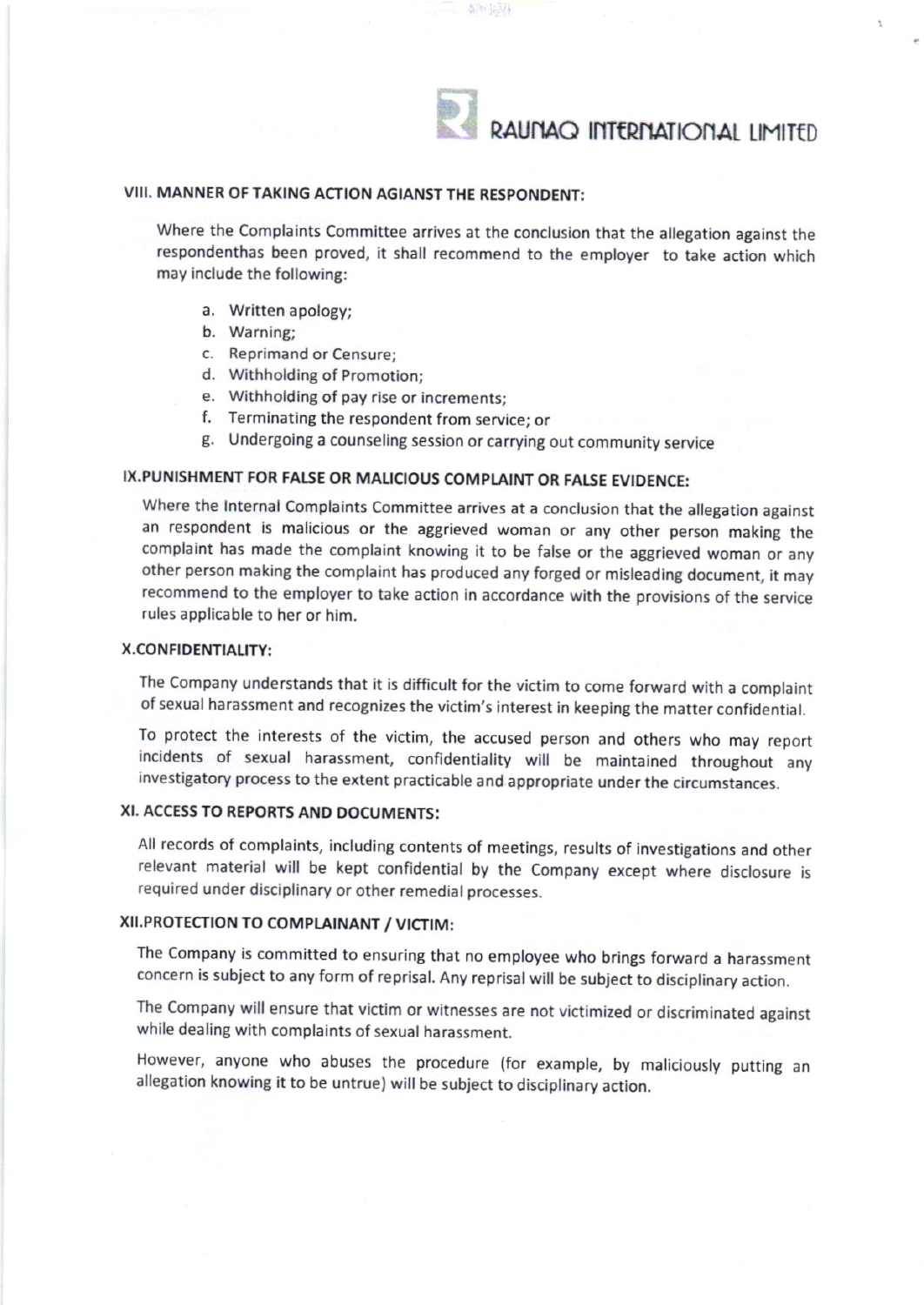### VIII. MANNER OF TAKING ACTION AGIANST THE RESPONDENT:

Where the Complaints Committee arrives at the conclusion that the allegation against the respondenthas been proved, it shall recommend to the employer to take action which may include the following:

a. Written apology;
b. Warning;
c. Reprimand or Censure;
d. Withholding of Promotion;
e. Withholding of pay rise or increments;
f. Terminating the respondent from service; or
g. Undergoing a counseling session or carrying out community service

### IX.PUNISHMENT FOR FALSE OR MALICIOUS COMPLAINT OR FALSE EVIDENCE:

Where the Internal Complaints Committee arrives at a conclusion that the allegation against an respondent is malicious or the aggrieved woman or any other person making the complaint has made the complaint knowing it to be false or the aggrieved woman or any other person making the complaint has produced any forged or misleading document, it may recommend to the employer to take action in accordance with the provisions of the service rules applicable to her or him.

### X.CONFIDENTIALITY:

The Company understands that it is difficult for the victim to come forward with a complaint of sexual harassment and recognizes the victim's interest in keeping the matter confidential.

To protect the interests of the victim, the accused person and others who may report incidents of sexual harassment, confidentiality will be maintained throughout any investigatory process to the extent practicable and appropriate under the circumstances.

### XI. ACCESS TO REPORTS AND DOCUMENTS:

All records of complaints, including contents of meetings, results of investigations and other relevant material will be kept confidential by the Company except where disclosure is required under disciplinary or other remedial processes.

### XII.PROTECTION TO COMPLAINANT / VICTIM:

The Company is committed to ensuring that no employee who brings forward a harassment concern is subject to any form of reprisal. Any reprisal will be subject to disciplinary action.

The Company will ensure that victim or witnesses are not victimized or discriminated against while dealing with complaints of sexual harassment.

However, anyone who abuses the procedure (for example, by maliciously putting an allegation knowing it to be untrue) will be subject to disciplinary action.